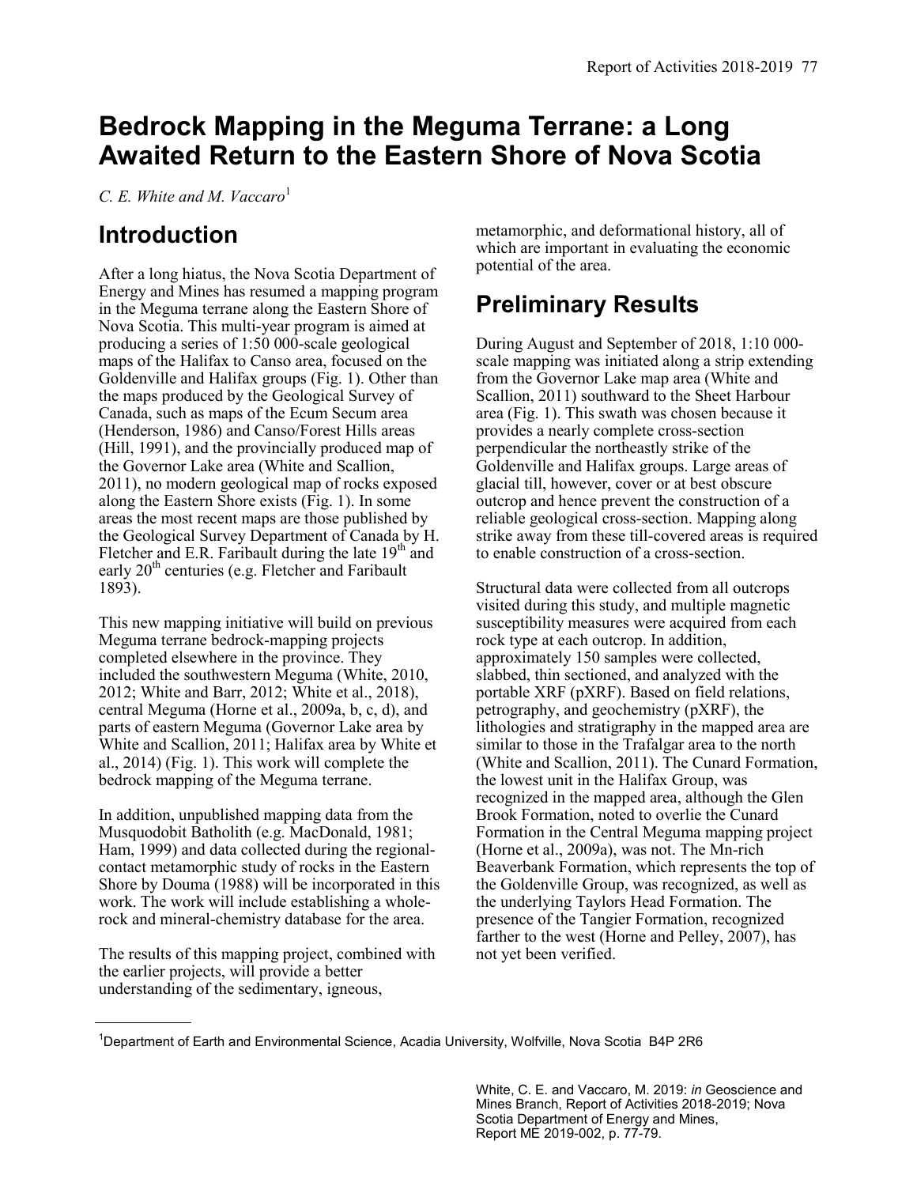# Bedrock Mapping in the Meguma Terrane: a Long Awaited Return to the Eastern Shore of Nova Scotia

*C. E. White and M. Vaccaro*[1]

## Introduction

After a long hiatus, the Nova Scotia Department of Energy and Mines has resumed a mapping program in the Meguma terrane along the Eastern Shore of Nova Scotia. This multi-year program is aimed at producing a series of 1:50 000-scale geological maps of the Halifax to Canso area, focused on the Goldenville and Halifax groups (Fig. 1). Other than the maps produced by the Geological Survey of Canada, such as maps of the Ecum Secum area (Henderson, 1986) and Canso/Forest Hills areas (Hill, 1991), and the provincially produced map of the Governor Lake area (White and Scallion, 2011), no modern geological map of rocks exposed along the Eastern Shore exists (Fig. 1). In some areas the most recent maps are those published by the Geological Survey Department of Canada by H. Fletcher and E.R. Faribault during the late 19th and early 20th centuries (e.g. Fletcher and Faribault 1893).

This new mapping initiative will build on previous Meguma terrane bedrock-mapping projects completed elsewhere in the province. They included the southwestern Meguma (White, 2010, 2012; White and Barr, 2012; White et al., 2018), central Meguma (Horne et al., 2009a, b, c, d), and parts of eastern Meguma (Governor Lake area by White and Scallion, 2011; Halifax area by White et al., 2014) (Fig. 1). This work will complete the bedrock mapping of the Meguma terrane.

In addition, unpublished mapping data from the Musquodobit Batholith (e.g. MacDonald, 1981; Ham, 1999) and data collected during the regional-contact metamorphic study of rocks in the Eastern Shore by Douma (1988) will be incorporated in this work. The work will include establishing a whole-rock and mineral-chemistry database for the area.

The results of this mapping project, combined with the earlier projects, will provide a better understanding of the sedimentary, igneous, metamorphic, and deformational history, all of which are important in evaluating the economic potential of the area.

## Preliminary Results

During August and September of 2018, 1:10 000-scale mapping was initiated along a strip extending from the Governor Lake map area (White and Scallion, 2011) southward to the Sheet Harbour area (Fig. 1). This swath was chosen because it provides a nearly complete cross-section perpendicular the northeastly strike of the Goldenville and Halifax groups. Large areas of glacial till, however, cover or at best obscure outcrop and hence prevent the construction of a reliable geological cross-section. Mapping along strike away from these till-covered areas is required to enable construction of a cross-section.

Structural data were collected from all outcrops visited during this study, and multiple magnetic susceptibility measures were acquired from each rock type at each outcrop. In addition, approximately 150 samples were collected, slabbed, thin sectioned, and analyzed with the portable XRF (pXRF). Based on field relations, petrography, and geochemistry (pXRF), the lithologies and stratigraphy in the mapped area are similar to those in the Trafalgar area to the north (White and Scallion, 2011). The Cunard Formation, the lowest unit in the Halifax Group, was recognized in the mapped area, although the Glen Brook Formation, noted to overlie the Cunard Formation in the Central Meguma mapping project (Horne et al., 2009a), was not. The Mn-rich Beaverbank Formation, which represents the top of the Goldenville Group, was recognized, as well as the underlying Taylors Head Formation. The presence of the Tangier Formation, recognized farther to the west (Horne and Pelley, 2007), has not yet been verified.

[1]Department of Earth and Environmental Science, Acadia University, Wolfville, Nova Scotia B4P 2R6

White, C. E. and Vaccaro, M. 2019: *in* Geoscience and Mines Branch, Report of Activities 2018-2019; Nova Scotia Department of Energy and Mines, Report ME 2019-002, p. 77-79.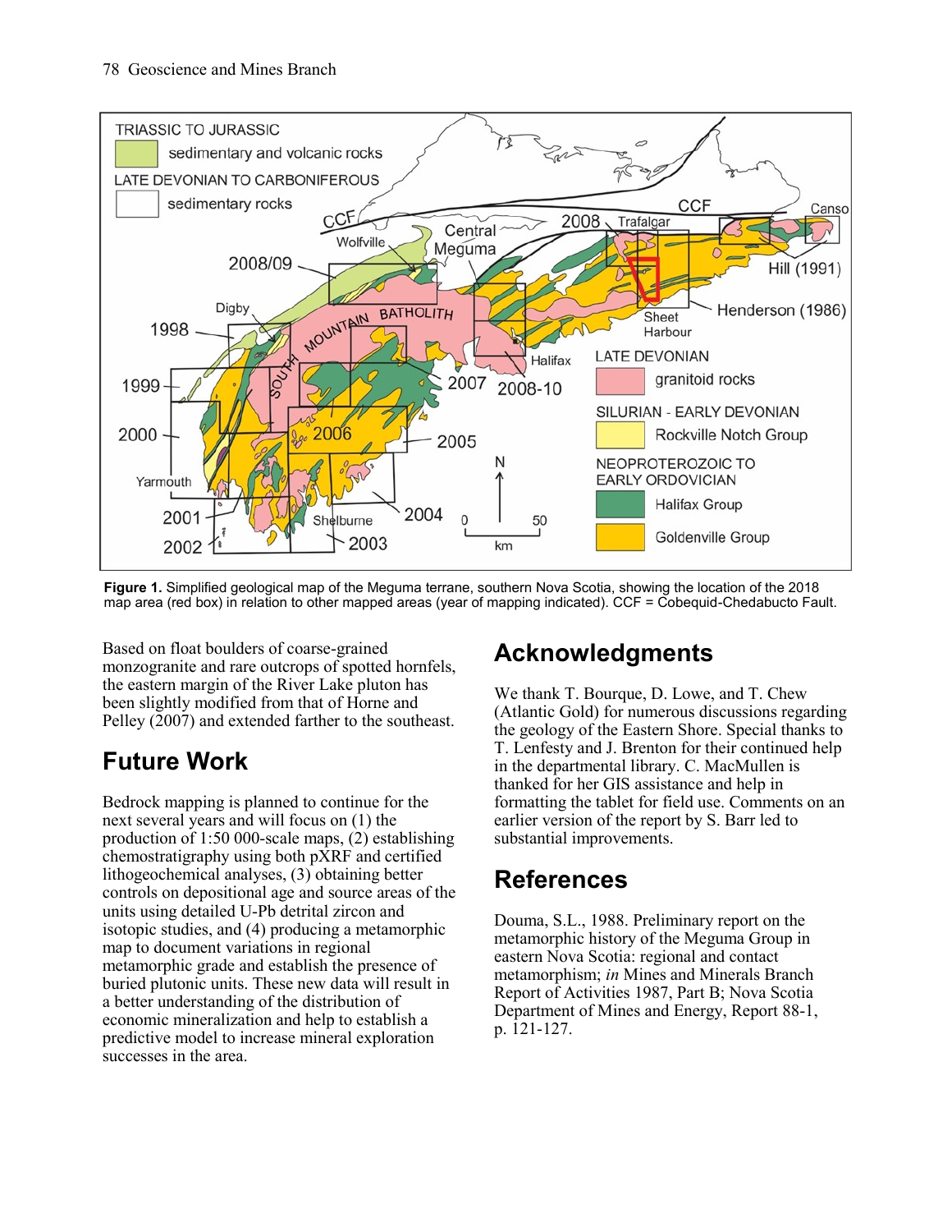**Figure 1.** Simplified geological map of the Meguma terrane, southern Nova Scotia, showing the location of the 2018 map area (red box) in relation to other mapped areas (year of mapping indicated). CCF = Cobequid-Chedabucto Fault.

Based on float boulders of coarse-grained monzogranite and rare outcrops of spotted hornfels, the eastern margin of the River Lake pluton has been slightly modified from that of Horne and Pelley (2007) and extended farther to the southeast.

## Future Work

Bedrock mapping is planned to continue for the next several years and will focus on (1) the production of 1:50 000-scale maps, (2) establishing chemostratigraphy using both pXRF and certified lithogeochemical analyses, (3) obtaining better controls on depositional age and source areas of the units using detailed U-Pb detrital zircon and isotopic studies, and (4) producing a metamorphic map to document variations in regional metamorphic grade and establish the presence of buried plutonic units. These new data will result in a better understanding of the distribution of economic mineralization and help to establish a predictive model to increase mineral exploration successes in the area.

## Acknowledgments

We thank T. Bourque, D. Lowe, and T. Chew (Atlantic Gold) for numerous discussions regarding the geology of the Eastern Shore. Special thanks to T. Lenfesty and J. Brenton for their continued help in the departmental library. C. MacMullen is thanked for her GIS assistance and help in formatting the tablet for field use. Comments on an earlier version of the report by S. Barr led to substantial improvements.

## References

Douma, S.L., 1988. Preliminary report on the metamorphic history of the Meguma Group in eastern Nova Scotia: regional and contact metamorphism; *in* Mines and Minerals Branch Report of Activities 1987, Part B; Nova Scotia Department of Mines and Energy, Report 88-1, p. 121-127.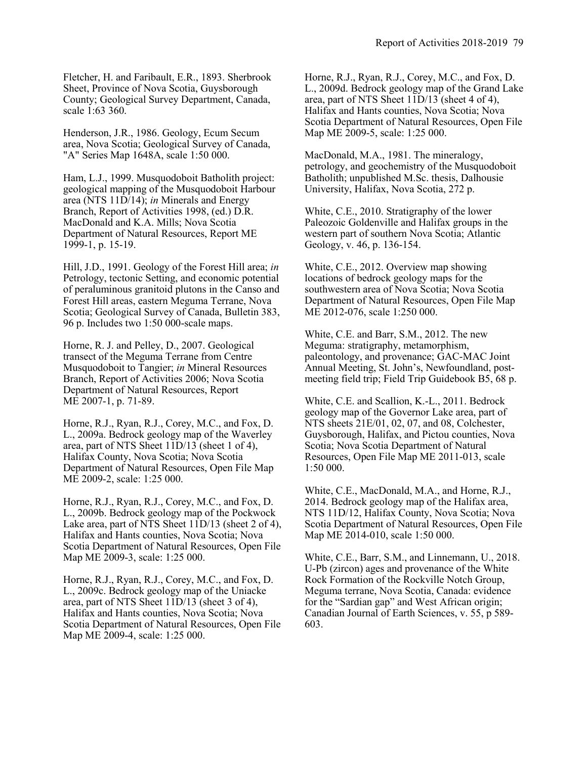Fletcher, H. and Faribault, E.R., 1893. Sherbrook Sheet, Province of Nova Scotia, Guysborough County; Geological Survey Department, Canada, scale 1:63 360.

Henderson, J.R., 1986. Geology, Ecum Secum area, Nova Scotia; Geological Survey of Canada, "A" Series Map 1648A, scale 1:50 000.

Ham, L.J., 1999. Musquodoboit Batholith project: geological mapping of the Musquodoboit Harbour area (NTS 11D/14); *in* Minerals and Energy Branch, Report of Activities 1998, (ed.) D.R. MacDonald and K.A. Mills; Nova Scotia Department of Natural Resources, Report ME 1999-1, p. 15-19.

Hill, J.D., 1991. Geology of the Forest Hill area; *in* Petrology, tectonic Setting, and economic potential of peraluminous granitoid plutons in the Canso and Forest Hill areas, eastern Meguma Terrane, Nova Scotia; Geological Survey of Canada, Bulletin 383, 96 p. Includes two 1:50 000-scale maps.

Horne, R. J. and Pelley, D., 2007. Geological transect of the Meguma Terrane from Centre Musquodoboit to Tangier; *in* Mineral Resources Branch, Report of Activities 2006; Nova Scotia Department of Natural Resources, Report ME 2007-1, p. 71-89.

Horne, R.J., Ryan, R.J., Corey, M.C., and Fox, D. L., 2009a. Bedrock geology map of the Waverley area, part of NTS Sheet 11D/13 (sheet 1 of 4), Halifax County, Nova Scotia; Nova Scotia Department of Natural Resources, Open File Map ME 2009-2, scale: 1:25 000.

Horne, R.J., Ryan, R.J., Corey, M.C., and Fox, D. L., 2009b. Bedrock geology map of the Pockwock Lake area, part of NTS Sheet 11D/13 (sheet 2 of 4), Halifax and Hants counties, Nova Scotia; Nova Scotia Department of Natural Resources, Open File Map ME 2009-3, scale: 1:25 000.

Horne, R.J., Ryan, R.J., Corey, M.C., and Fox, D. L., 2009c. Bedrock geology map of the Uniacke area, part of NTS Sheet 11D/13 (sheet 3 of 4), Halifax and Hants counties, Nova Scotia; Nova Scotia Department of Natural Resources, Open File Map ME 2009-4, scale: 1:25 000.

Horne, R.J., Ryan, R.J., Corey, M.C., and Fox, D. L., 2009d. Bedrock geology map of the Grand Lake area, part of NTS Sheet 11D/13 (sheet 4 of 4), Halifax and Hants counties, Nova Scotia; Nova Scotia Department of Natural Resources, Open File Map ME 2009-5, scale: 1:25 000.

MacDonald, M.A., 1981. The mineralogy, petrology, and geochemistry of the Musquodoboit Batholith; unpublished M.Sc. thesis, Dalhousie University, Halifax, Nova Scotia, 272 p.

White, C.E., 2010. Stratigraphy of the lower Paleozoic Goldenville and Halifax groups in the western part of southern Nova Scotia; Atlantic Geology, v. 46, p. 136-154.

White, C.E., 2012. Overview map showing locations of bedrock geology maps for the southwestern area of Nova Scotia; Nova Scotia Department of Natural Resources, Open File Map ME 2012-076, scale 1:250 000.

White, C.E. and Barr, S.M., 2012. The new Meguma: stratigraphy, metamorphism, paleontology, and provenance; GAC-MAC Joint Annual Meeting, St. John's, Newfoundland, post-meeting field trip; Field Trip Guidebook B5, 68 p.

White, C.E. and Scallion, K.-L., 2011. Bedrock geology map of the Governor Lake area, part of NTS sheets 21E/01, 02, 07, and 08, Colchester, Guysborough, Halifax, and Pictou counties, Nova Scotia; Nova Scotia Department of Natural Resources, Open File Map ME 2011-013, scale 1:50 000.

White, C.E., MacDonald, M.A., and Horne, R.J., 2014. Bedrock geology map of the Halifax area, NTS 11D/12, Halifax County, Nova Scotia; Nova Scotia Department of Natural Resources, Open File Map ME 2014-010, scale 1:50 000.

White, C.E., Barr, S.M., and Linnemann, U., 2018. U-Pb (zircon) ages and provenance of the White Rock Formation of the Rockville Notch Group, Meguma terrane, Nova Scotia, Canada: evidence for the "Sardian gap" and West African origin; Canadian Journal of Earth Sciences, v. 55, p 589-603.